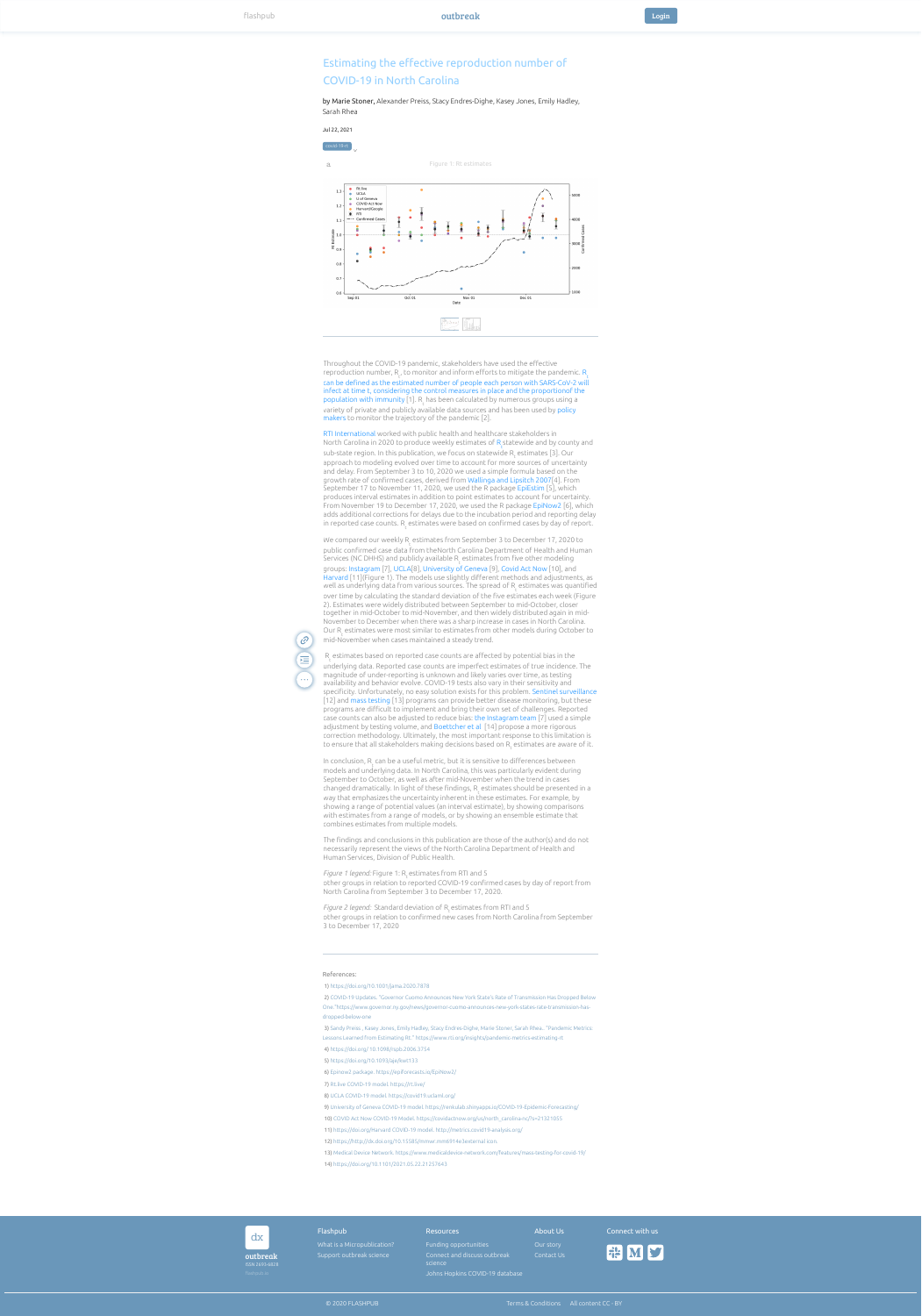# Estimating the effective reproduction number of COVID-19 in North Carolina

by Marie Stoner, Alexander Preiss, Stacy Endres-Dighe, Kasey Jones, Emily Hadley, Sarah Rhea

Jul 22, 2021

covid-19-rt

Figure 1: Rt estimates

Throughout the COVID-19 pandemic, stakeholders have used the effective reproduction number, $R_t$, to monitor and inform efforts to mitigate the pandemic. $R_t$ can be defined as the estimated number of people each person with SARS-CoV-2 will infect at time t, considering the control measures in place and the proportionof the population with immunity [1]. $R_t$ has been calculated by numerous groups using a variety of private and publicly available data sources and has been used by policy makers to monitor the trajectory of the pandemic [2].

RTI International worked with public health and healthcare stakeholders in North Carolina in 2020 to produce weekly estimates of $R_t$ statewide and by county and sub-state region. In this publication, we focus on statewide $R_t$ estimates [3]. Our approach to modeling evolved over time to account for more sources of uncertainty and delay. From September 3 to 10, 2020 we used a simple formula based on the growth rate of confirmed cases, derived from Wallinga and Lipsitch 2007[4]. From September 17 to November 11, 2020, we used the R package EpiEstim [5], which produces interval estimates in addition to point estimates to account for uncertainty. From November 19 to December 17, 2020, we used the R package EpiNow2 [6], which adds additional corrections for delays due to the incubation period and reporting delay in reported case counts. $R_t$ estimates were based on confirmed cases by day of report.

We compared our weekly $R_t$ estimates from September 3 to December 17, 2020 to public confirmed case data from theNorth Carolina Department of Health and Human Services (NC DHHS) and publicly available $R_t$ estimates from five other modeling groups: Instagram [7], UCLA[8], University of Geneva [9], Covid Act Now [10], and Harvard [11](Figure 1). The models use slightly different methods and adjustments, as well as underlying data from various sources. The spread of $R_t$ estimates was quantified over time by calculating the standard deviation of the five estimates each week (Figure 2). Estimates were widely distributed between September to mid-October, closer together in mid-October to mid-November, and then widely distributed again in mid-November to December when there was a sharp increase in cases in North Carolina. Our $R_t$ estimates were most similar to estimates from other models during October to mid-November when cases maintained a steady trend.

$R_t$ estimates based on reported case counts are affected by potential bias in the underlying data. Reported case counts are imperfect estimates of true incidence. The magnitude of under-reporting is unknown and likely varies over time, as testing availability and behavior evolve. COVID-19 tests also vary in their sensitivity and specificity. Unfortunately, no easy solution exists for this problem. Sentinel surveillance [12] and mass testing [13] programs can provide better disease monitoring, but these programs are difficult to implement and bring their own set of challenges. Reported case counts can also be adjusted to reduce bias: the Instagram team [7] used a simple adjustment by testing volume, and Boettcher et al. [14] propose a more rigorous correction methodology. Ultimately, the most important response to this limitation is to ensure that all stakeholders making decisions based on $R_t$ estimates are aware of it.

In conclusion, $R_t$ can be a useful metric, but it is sensitive to differences between models and underlying data. In North Carolina, this was particularly evident during September to October, as well as after mid-November when the trend in cases changed dramatically. In light of these findings, $R_t$ estimates should be presented in a way that emphasizes the uncertainty inherent in these estimates. For example, by showing a range of potential values (an interval estimate), by showing comparisons with estimates from a range of models, or by showing an ensemble estimate that combines estimates from multiple models.

The findings and conclusions in this publication are those of the author(s) and do not necessarily represent the views of the North Carolina Department of Health and Human Services, Division of Public Health.

*Figure 1 legend:* Figure 1: $R_t$ estimates from RTI and 5 other groups in relation to reported COVID-19 confirmed cases by day of report from North Carolina from September 3 to December 17, 2020.

*Figure 2 legend:* Standard deviation of $R_t$ estimates from RTI and 5 other groups in relation to confirmed new cases from North Carolina from September 3 to December 17, 2020

References:

1) https://doi.org/10.1001/jama.2020.7878

2) COVID-19 Updates. "Governor Cuomo Announces New York State's Rate of Transmission Has Dropped Below One."https://www.governor.ny.gov/news/governor-cuomo-announces-new-york-state-rate-transmission-has-dropped-below-one

3) Sandy Preiss , Kasey Jones, Emily Hadley, Stacy Endres-Dighe, Marie Stoner, Sarah Rhea.. "Pandemic Metrics: Lessons Learned from Estimating Rt." https://www.rti.org/insights/pandemic-metrics-estimating-rt

4) https://doi.org/ 10.1098/rspb.2006.3754

5) https://doi.org/10.1093/aje/kwt133

6) Epinow2 package. https://epiforecasts.io/EpiNow2/

7) Rt.live COVID-19 model. https://rt.live/

8) UCLA COVID-19 model. https://covid19.uclaml.org/

9) University of Geneva COVID-19 model. https://renkulab.shinyapps.io/COVID-19-Epidemic-Forecasting/

10) COVID Act Now COVID-19 Model. https://covidactnow.org/us/north_carolina-nc/?s=21321055

11) https://doi.org/Harvard COVID-19 model. http://metrics.covid19-analysis.org/

12) https://http://dx.doi.org/10.15585/mmwr.mm6914e3external icon.

13) Medical Device Network. https://www.medicaldevice-network.com/features/mass-testing-for-covid-19/

14) https://doi.org/10.1101/2021.05.22.21257643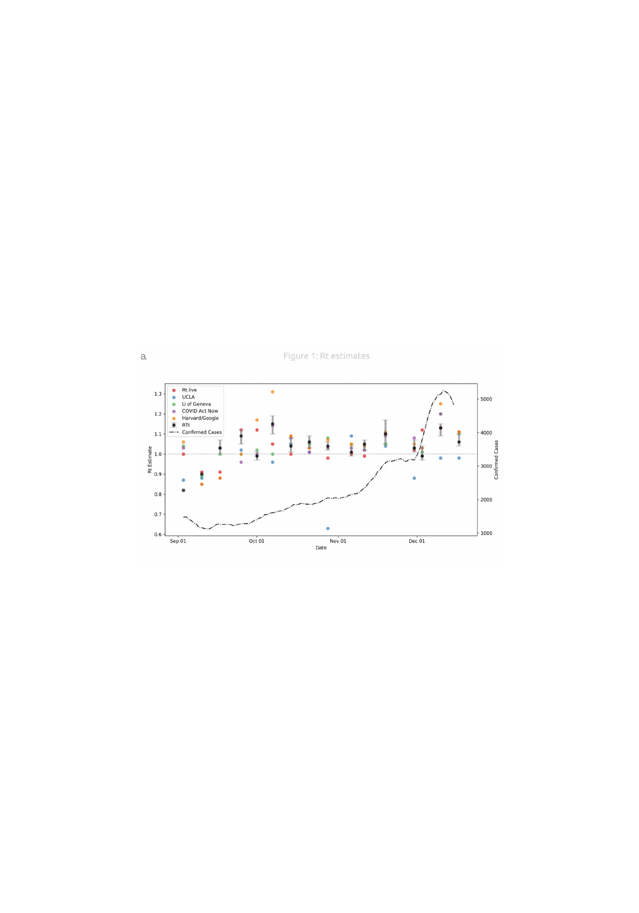a

Figure 1: Rt estimates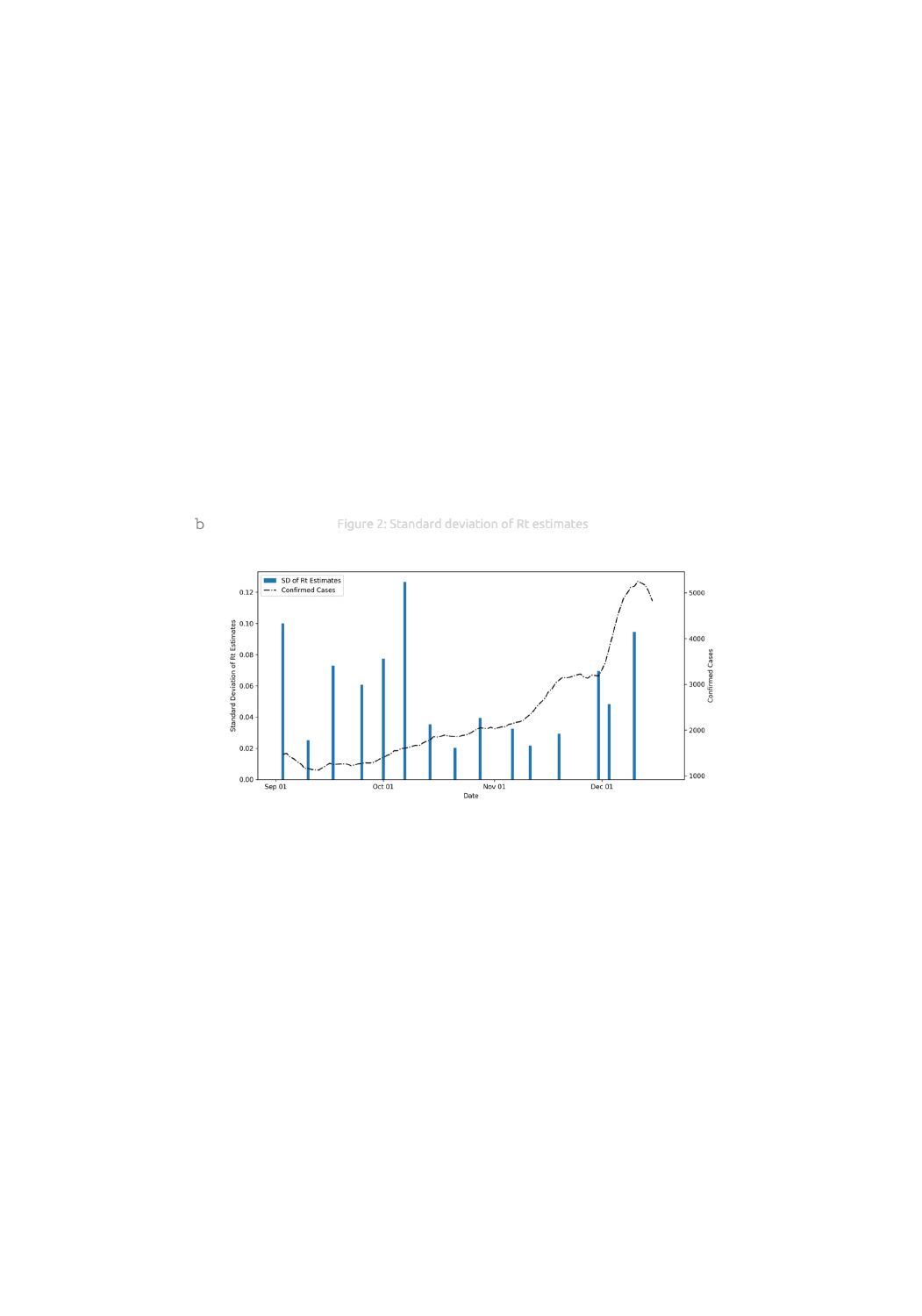b

Figure 2: Standard deviation of Rt estimates

SD of Rt Estimates
Confirmed Cases

Standard Deviation of Rt Estimates

0.00
0.02
0.04
0.06
0.08
0.10
0.12

Confirmed Cases

1000
2000
3000
4000
5000

Sep 01
Oct 01
Nov 01
Dec 01

Date